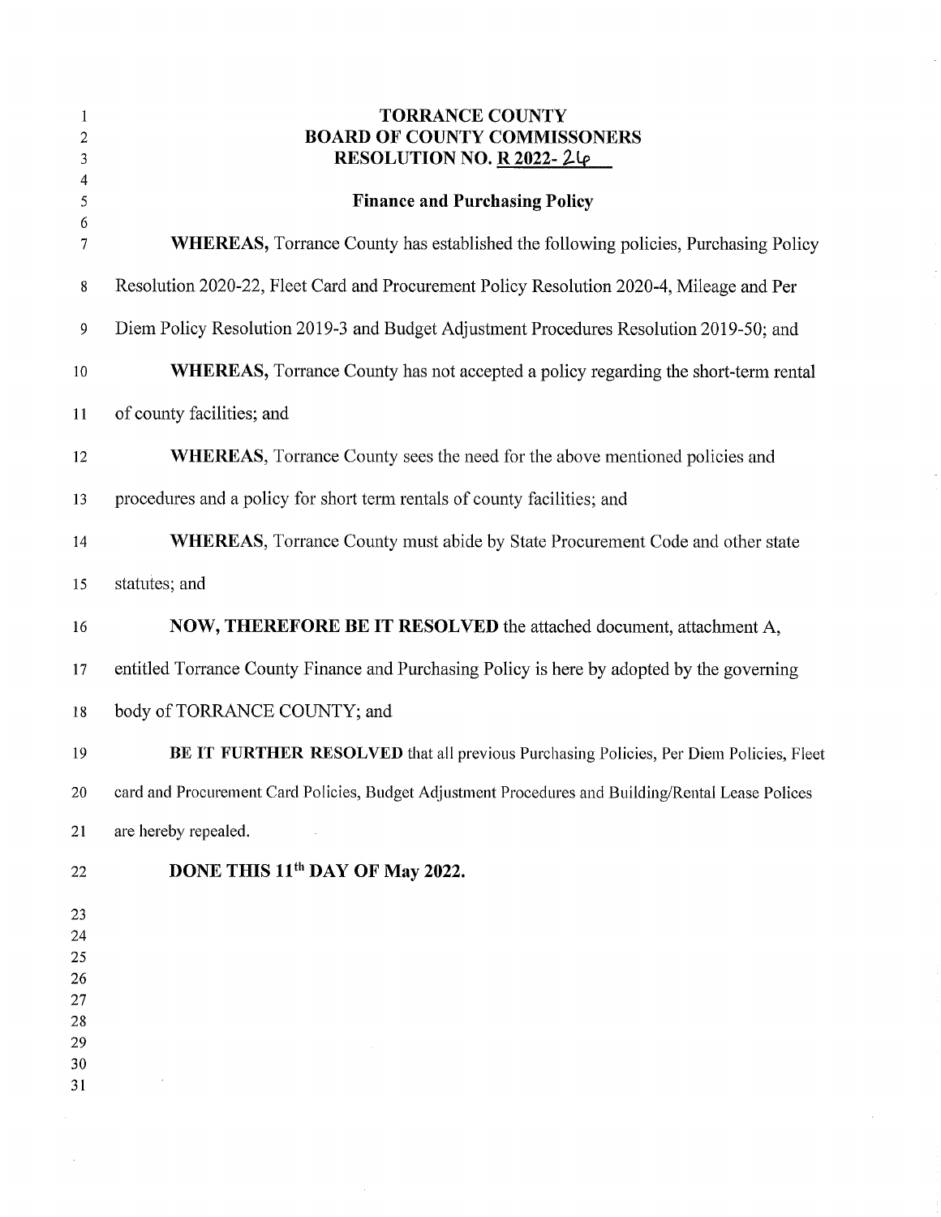# TORRANCE COUNTY
# BOARD OF COUNTY COMMISSONERS
# RESOLUTION NO. R 2022- 26

## Finance and Purchasing Policy

**WHEREAS,** Torrance County has established the following policies, Purchasing Policy Resolution 2020-22, Fleet Card and Procurement Policy Resolution 2020-4, Mileage and Per Diem Policy Resolution 2019-3 and Budget Adjustment Procedures Resolution 2019-50; and

**WHEREAS,** Torrance County has not accepted a policy regarding the short-term rental of county facilities; and

**WHEREAS,** Torrance County sees the need for the above mentioned policies and procedures and a policy for short term rentals of county facilities; and

**WHEREAS,** Torrance County must abide by State Procurement Code and other state statutes; and

**NOW, THEREFORE BE IT RESOLVED** the attached document, attachment A, entitled Torrance County Finance and Purchasing Policy is here by adopted by the governing body of TORRANCE COUNTY; and

**BE IT FURTHER RESOLVED** that all previous Purchasing Policies, Per Diem Policies, Fleet card and Procurement Card Policies, Budget Adjustment Procedures and Building/Rental Lease Polices are hereby repealed.

**DONE THIS 11th DAY OF May 2022.**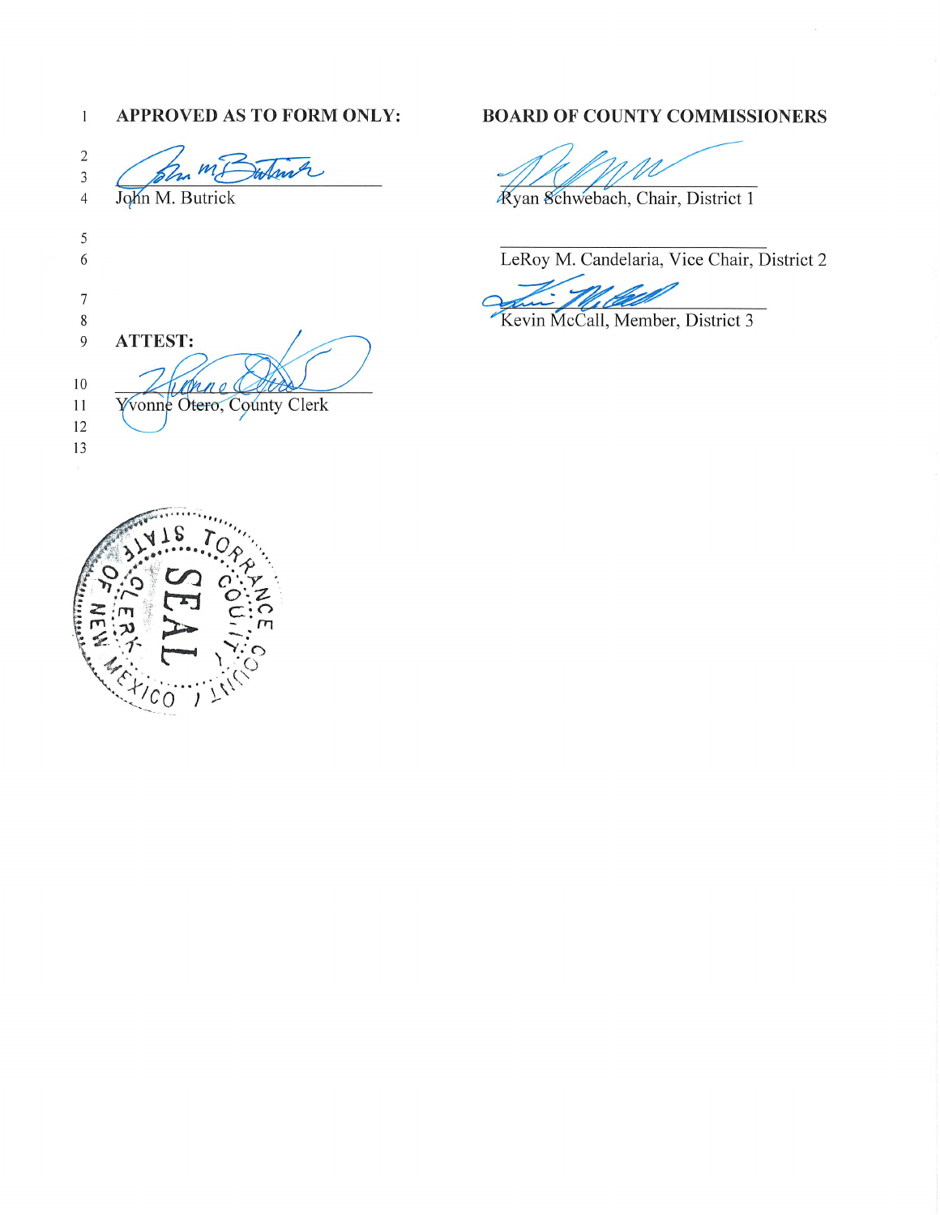**APPROVED AS TO FORM ONLY:**

John M. Butrick

**ATTEST:**

Yvonne Otero, County Clerk

**BOARD OF COUNTY COMMISSIONERS**

Ryan Schwebach, Chair, District 1

LeRoy M. Candelaria, Vice Chair, District 2

Kevin McCall, Member, District 3

SEAL — STATE OF NEW MEXICO — TORRANCE COUNTY — CLERK